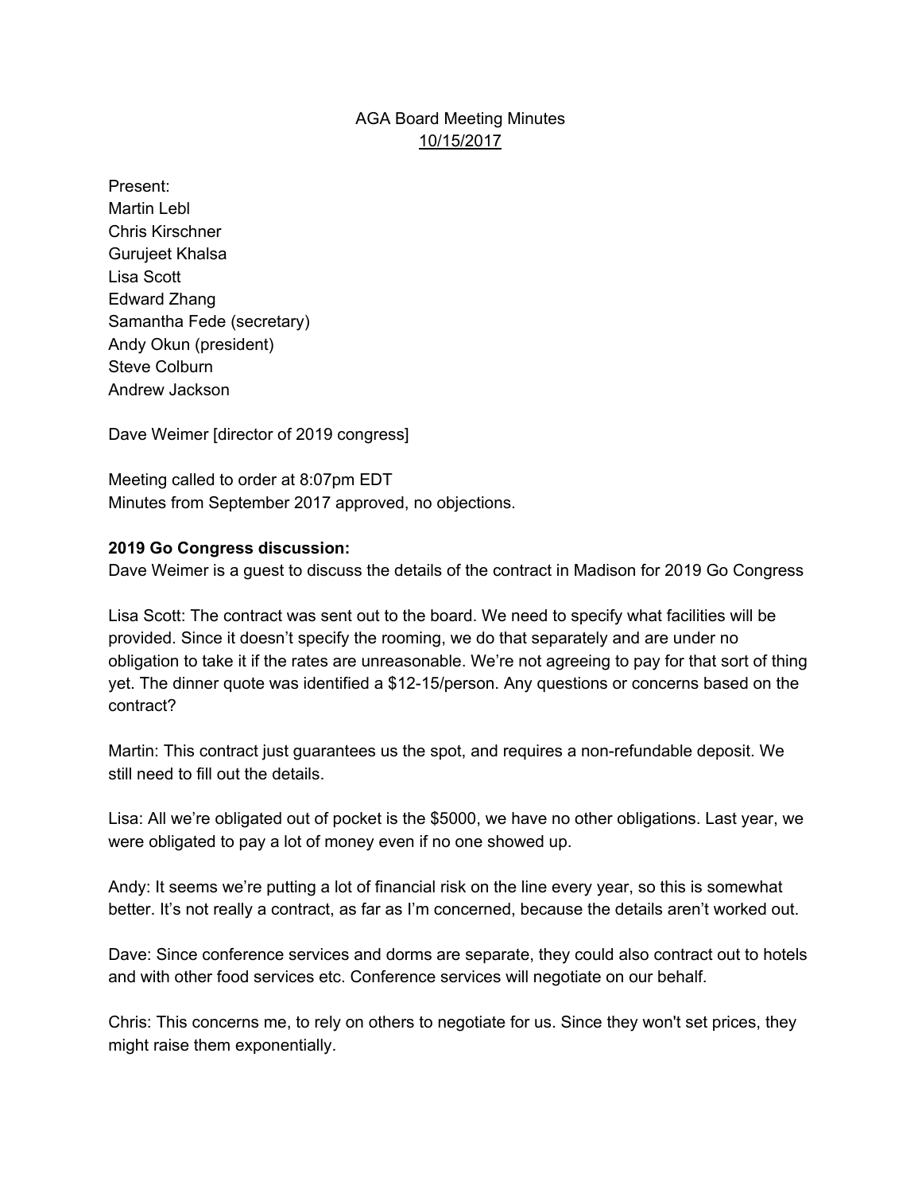AGA Board Meeting Minutes
10/15/2017

Present:
Martin Lebl
Chris Kirschner
Gurujeet Khalsa
Lisa Scott
Edward Zhang
Samantha Fede (secretary)
Andy Okun (president)
Steve Colburn
Andrew Jackson

Dave Weimer [director of 2019 congress]

Meeting called to order at 8:07pm EDT
Minutes from September 2017 approved, no objections.

**2019 Go Congress discussion:**
Dave Weimer is a guest to discuss the details of the contract in Madison for 2019 Go Congress

Lisa Scott: The contract was sent out to the board. We need to specify what facilities will be provided. Since it doesn't specify the rooming, we do that separately and are under no obligation to take it if the rates are unreasonable. We're not agreeing to pay for that sort of thing yet. The dinner quote was identified a $12-15/person. Any questions or concerns based on the contract?

Martin: This contract just guarantees us the spot, and requires a non-refundable deposit. We still need to fill out the details.

Lisa: All we're obligated out of pocket is the $5000, we have no other obligations. Last year, we were obligated to pay a lot of money even if no one showed up.

Andy: It seems we're putting a lot of financial risk on the line every year, so this is somewhat better. It's not really a contract, as far as I'm concerned, because the details aren't worked out.

Dave: Since conference services and dorms are separate, they could also contract out to hotels and with other food services etc. Conference services will negotiate on our behalf.

Chris: This concerns me, to rely on others to negotiate for us. Since they won't set prices, they might raise them exponentially.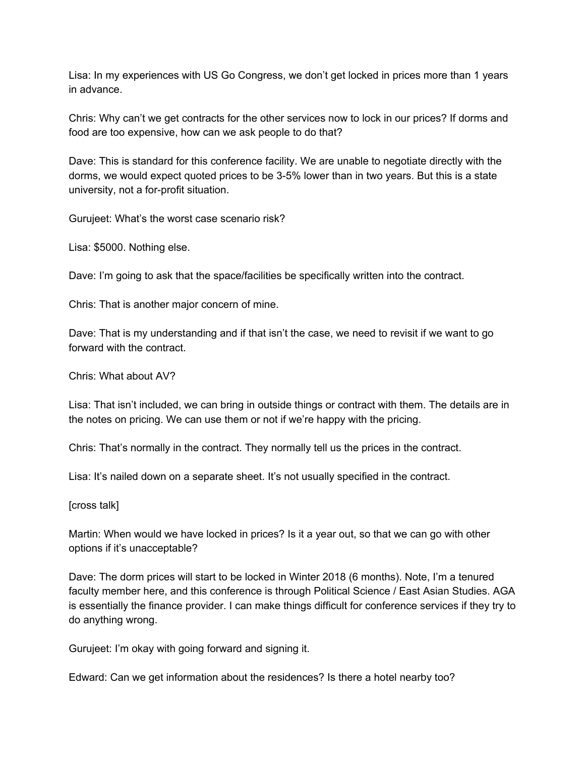Lisa: In my experiences with US Go Congress, we don't get locked in prices more than 1 years in advance.

Chris: Why can't we get contracts for the other services now to lock in our prices? If dorms and food are too expensive, how can we ask people to do that?

Dave: This is standard for this conference facility. We are unable to negotiate directly with the dorms, we would expect quoted prices to be 3-5% lower than in two years. But this is a state university, not a for-profit situation.

Gurujeet: What's the worst case scenario risk?

Lisa: $5000. Nothing else.

Dave: I'm going to ask that the space/facilities be specifically written into the contract.

Chris: That is another major concern of mine.

Dave: That is my understanding and if that isn't the case, we need to revisit if we want to go forward with the contract.

Chris: What about AV?

Lisa: That isn't included, we can bring in outside things or contract with them. The details are in the notes on pricing. We can use them or not if we're happy with the pricing.

Chris: That's normally in the contract. They normally tell us the prices in the contract.

Lisa: It's nailed down on a separate sheet. It's not usually specified in the contract.

[cross talk]

Martin: When would we have locked in prices? Is it a year out, so that we can go with other options if it's unacceptable?

Dave: The dorm prices will start to be locked in Winter 2018 (6 months). Note, I'm a tenured faculty member here, and this conference is through Political Science / East Asian Studies. AGA is essentially the finance provider. I can make things difficult for conference services if they try to do anything wrong.

Gurujeet: I'm okay with going forward and signing it.

Edward: Can we get information about the residences? Is there a hotel nearby too?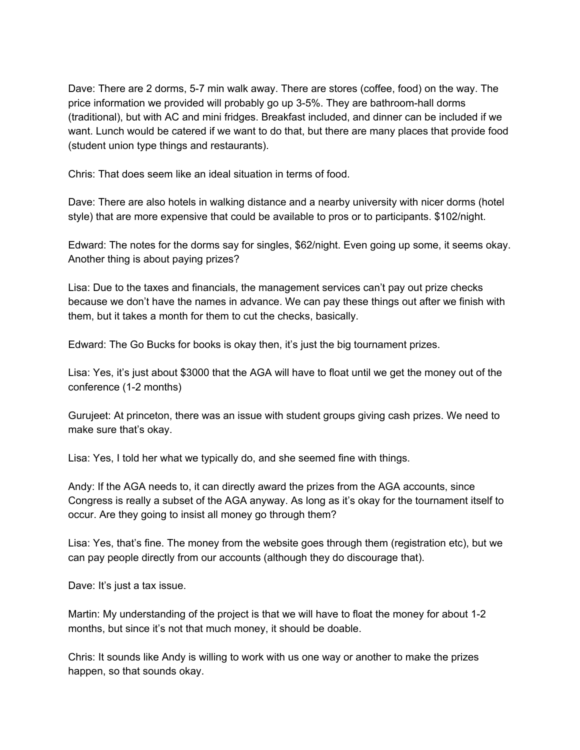Dave: There are 2 dorms, 5-7 min walk away. There are stores (coffee, food) on the way. The price information we provided will probably go up 3-5%. They are bathroom-hall dorms (traditional), but with AC and mini fridges. Breakfast included, and dinner can be included if we want. Lunch would be catered if we want to do that, but there are many places that provide food (student union type things and restaurants).

Chris: That does seem like an ideal situation in terms of food.

Dave: There are also hotels in walking distance and a nearby university with nicer dorms (hotel style) that are more expensive that could be available to pros or to participants. $102/night.

Edward: The notes for the dorms say for singles, $62/night. Even going up some, it seems okay. Another thing is about paying prizes?

Lisa: Due to the taxes and financials, the management services can't pay out prize checks because we don't have the names in advance. We can pay these things out after we finish with them, but it takes a month for them to cut the checks, basically.

Edward: The Go Bucks for books is okay then, it's just the big tournament prizes.

Lisa: Yes, it's just about $3000 that the AGA will have to float until we get the money out of the conference (1-2 months)

Gurujeet: At princeton, there was an issue with student groups giving cash prizes. We need to make sure that's okay.

Lisa: Yes, I told her what we typically do, and she seemed fine with things.

Andy: If the AGA needs to, it can directly award the prizes from the AGA accounts, since Congress is really a subset of the AGA anyway. As long as it's okay for the tournament itself to occur. Are they going to insist all money go through them?

Lisa: Yes, that's fine. The money from the website goes through them (registration etc), but we can pay people directly from our accounts (although they do discourage that).

Dave: It's just a tax issue.

Martin: My understanding of the project is that we will have to float the money for about 1-2 months, but since it's not that much money, it should be doable.

Chris: It sounds like Andy is willing to work with us one way or another to make the prizes happen, so that sounds okay.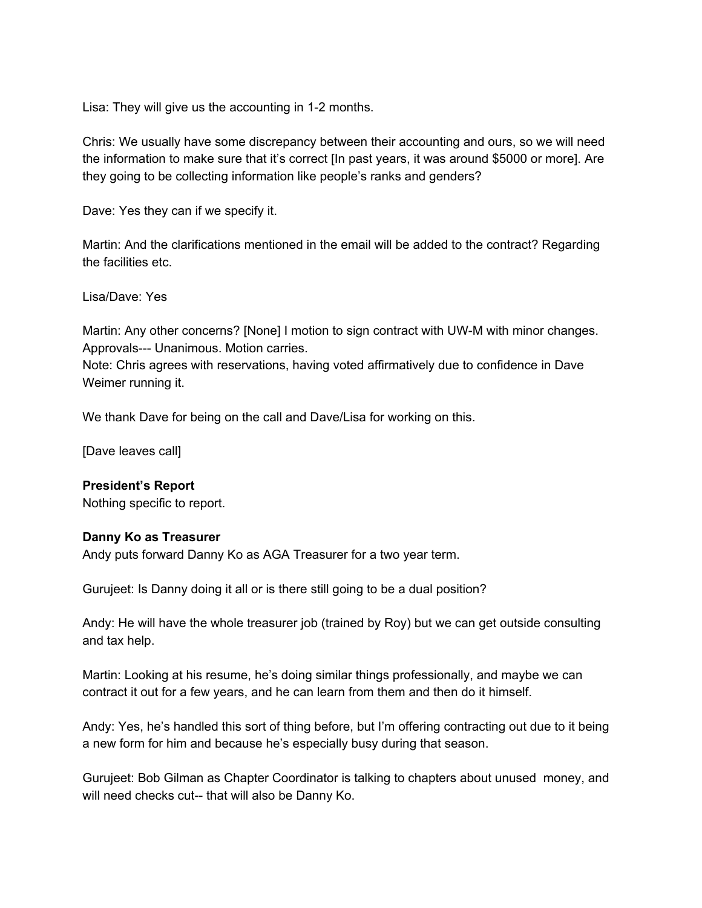Lisa: They will give us the accounting in 1-2 months.

Chris: We usually have some discrepancy between their accounting and ours, so we will need the information to make sure that it's correct [In past years, it was around $5000 or more]. Are they going to be collecting information like people's ranks and genders?

Dave: Yes they can if we specify it.

Martin: And the clarifications mentioned in the email will be added to the contract? Regarding the facilities etc.

Lisa/Dave: Yes

Martin: Any other concerns? [None] I motion to sign contract with UW-M with minor changes. Approvals--- Unanimous. Motion carries.
Note: Chris agrees with reservations, having voted affirmatively due to confidence in Dave Weimer running it.

We thank Dave for being on the call and Dave/Lisa for working on this.

[Dave leaves call]

**President's Report**
Nothing specific to report.

**Danny Ko as Treasurer**
Andy puts forward Danny Ko as AGA Treasurer for a two year term.

Gurujeet: Is Danny doing it all or is there still going to be a dual position?

Andy: He will have the whole treasurer job (trained by Roy) but we can get outside consulting and tax help.

Martin: Looking at his resume, he's doing similar things professionally, and maybe we can contract it out for a few years, and he can learn from them and then do it himself.

Andy: Yes, he's handled this sort of thing before, but I'm offering contracting out due to it being a new form for him and because he's especially busy during that season.

Gurujeet: Bob Gilman as Chapter Coordinator is talking to chapters about unused money, and will need checks cut-- that will also be Danny Ko.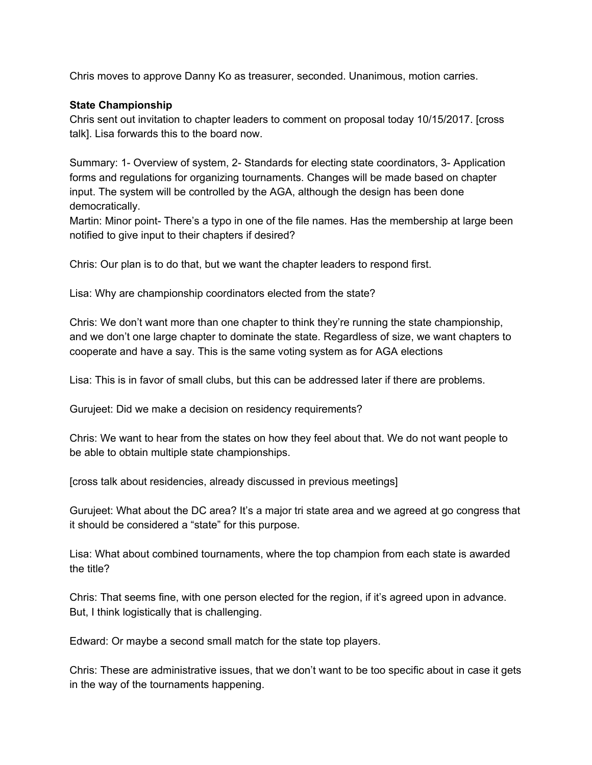Chris moves to approve Danny Ko as treasurer, seconded. Unanimous, motion carries.

**State Championship**

Chris sent out invitation to chapter leaders to comment on proposal today 10/15/2017. [cross talk]. Lisa forwards this to the board now.

Summary: 1- Overview of system, 2- Standards for electing state coordinators, 3- Application forms and regulations for organizing tournaments. Changes will be made based on chapter input. The system will be controlled by the AGA, although the design has been done democratically.

Martin: Minor point- There's a typo in one of the file names. Has the membership at large been notified to give input to their chapters if desired?

Chris: Our plan is to do that, but we want the chapter leaders to respond first.

Lisa: Why are championship coordinators elected from the state?

Chris: We don't want more than one chapter to think they're running the state championship, and we don't one large chapter to dominate the state. Regardless of size, we want chapters to cooperate and have a say. This is the same voting system as for AGA elections

Lisa: This is in favor of small clubs, but this can be addressed later if there are problems.

Gurujeet: Did we make a decision on residency requirements?

Chris: We want to hear from the states on how they feel about that. We do not want people to be able to obtain multiple state championships.

[cross talk about residencies, already discussed in previous meetings]

Gurujeet: What about the DC area? It's a major tri state area and we agreed at go congress that it should be considered a "state" for this purpose.

Lisa: What about combined tournaments, where the top champion from each state is awarded the title?

Chris: That seems fine, with one person elected for the region, if it's agreed upon in advance. But, I think logistically that is challenging.

Edward: Or maybe a second small match for the state top players.

Chris: These are administrative issues, that we don't want to be too specific about in case it gets in the way of the tournaments happening.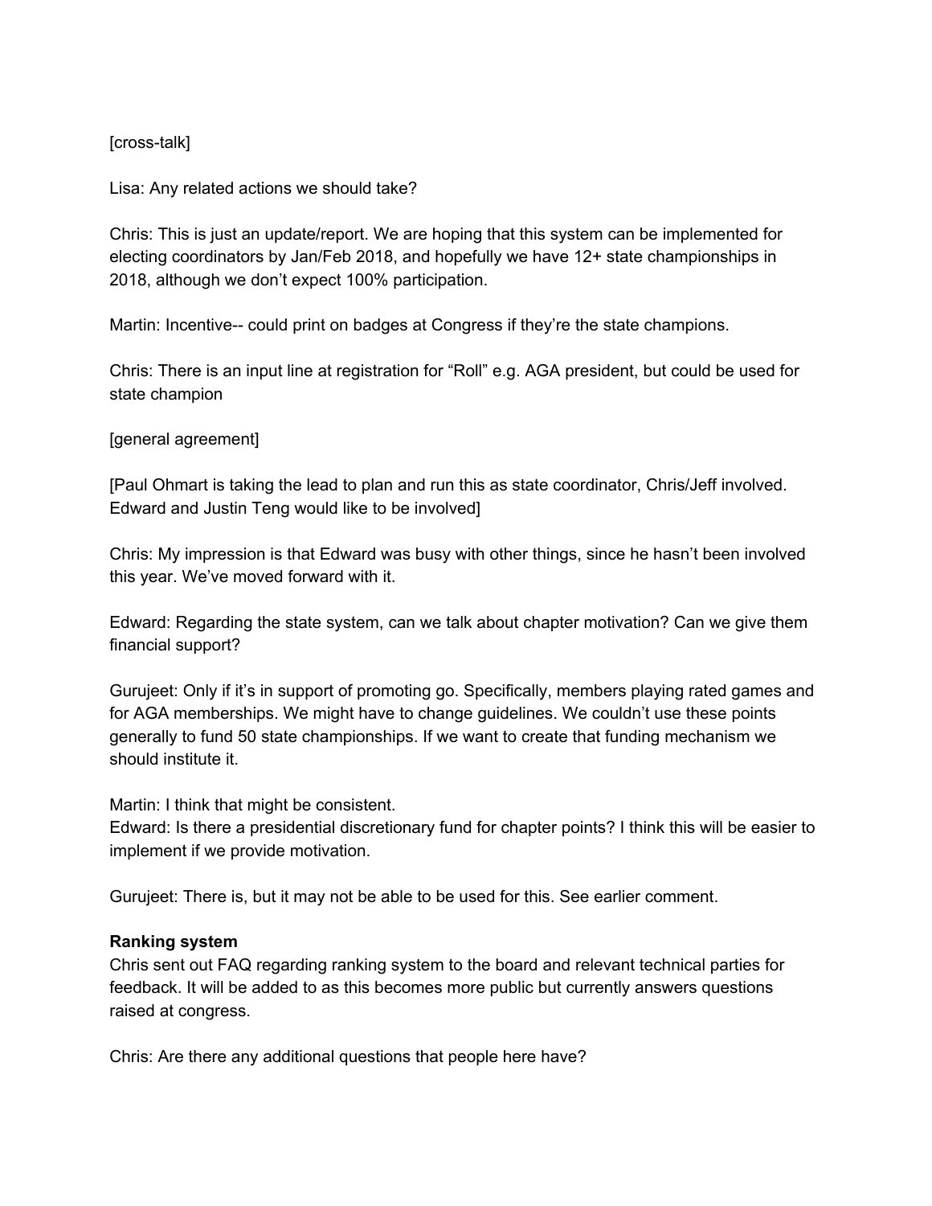[cross-talk]

Lisa: Any related actions we should take?

Chris: This is just an update/report. We are hoping that this system can be implemented for electing coordinators by Jan/Feb 2018, and hopefully we have 12+ state championships in 2018, although we don't expect 100% participation.

Martin: Incentive-- could print on badges at Congress if they're the state champions.

Chris: There is an input line at registration for "Roll" e.g. AGA president, but could be used for state champion

[general agreement]

[Paul Ohmart is taking the lead to plan and run this as state coordinator, Chris/Jeff involved. Edward and Justin Teng would like to be involved]

Chris: My impression is that Edward was busy with other things, since he hasn't been involved this year. We've moved forward with it.

Edward: Regarding the state system, can we talk about chapter motivation? Can we give them financial support?

Gurujeet: Only if it's in support of promoting go. Specifically, members playing rated games and for AGA memberships. We might have to change guidelines. We couldn't use these points generally to fund 50 state championships. If we want to create that funding mechanism we should institute it.

Martin: I think that might be consistent.
Edward: Is there a presidential discretionary fund for chapter points? I think this will be easier to implement if we provide motivation.

Gurujeet: There is, but it may not be able to be used for this. See earlier comment.

**Ranking system**
Chris sent out FAQ regarding ranking system to the board and relevant technical parties for feedback. It will be added to as this becomes more public but currently answers questions raised at congress.

Chris: Are there any additional questions that people here have?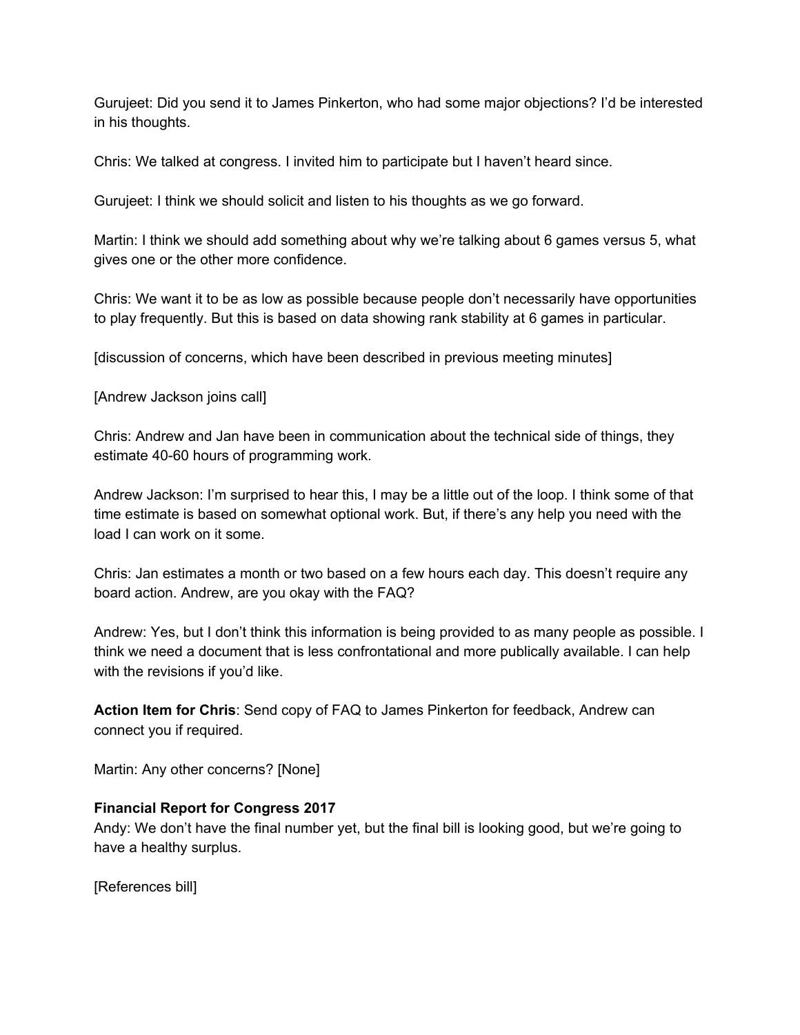Gurujeet: Did you send it to James Pinkerton, who had some major objections? I'd be interested in his thoughts.

Chris: We talked at congress. I invited him to participate but I haven't heard since.

Gurujeet: I think we should solicit and listen to his thoughts as we go forward.

Martin: I think we should add something about why we're talking about 6 games versus 5, what gives one or the other more confidence.

Chris: We want it to be as low as possible because people don't necessarily have opportunities to play frequently. But this is based on data showing rank stability at 6 games in particular.

[discussion of concerns, which have been described in previous meeting minutes]

[Andrew Jackson joins call]

Chris: Andrew and Jan have been in communication about the technical side of things, they estimate 40-60 hours of programming work.

Andrew Jackson: I'm surprised to hear this, I may be a little out of the loop. I think some of that time estimate is based on somewhat optional work. But, if there's any help you need with the load I can work on it some.

Chris: Jan estimates a month or two based on a few hours each day. This doesn't require any board action. Andrew, are you okay with the FAQ?

Andrew: Yes, but I don't think this information is being provided to as many people as possible. I think we need a document that is less confrontational and more publically available. I can help with the revisions if you'd like.

**Action Item for Chris**: Send copy of FAQ to James Pinkerton for feedback, Andrew can connect you if required.

Martin: Any other concerns? [None]

**Financial Report for Congress 2017**

Andy: We don't have the final number yet, but the final bill is looking good, but we're going to have a healthy surplus.

[References bill]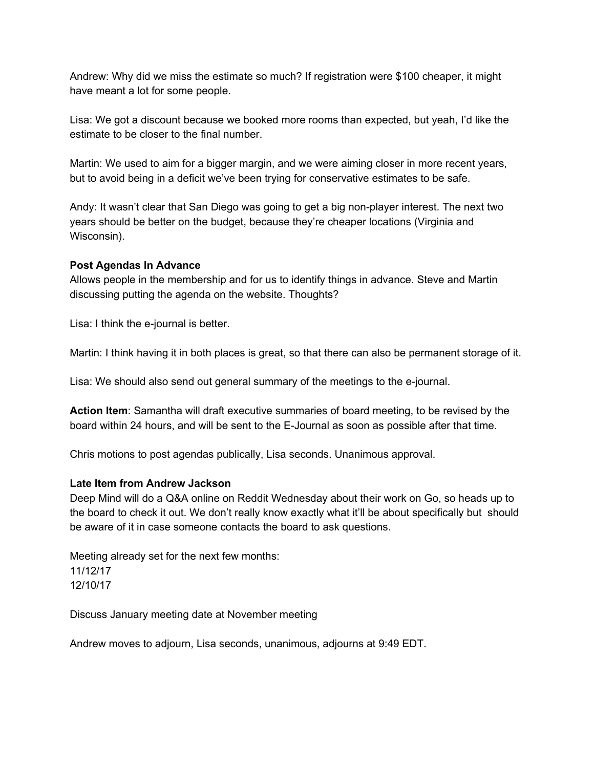Andrew: Why did we miss the estimate so much? If registration were $100 cheaper, it might have meant a lot for some people.

Lisa: We got a discount because we booked more rooms than expected, but yeah, I'd like the estimate to be closer to the final number.

Martin: We used to aim for a bigger margin, and we were aiming closer in more recent years, but to avoid being in a deficit we've been trying for conservative estimates to be safe.

Andy: It wasn't clear that San Diego was going to get a big non-player interest. The next two years should be better on the budget, because they're cheaper locations (Virginia and Wisconsin).

**Post Agendas In Advance**

Allows people in the membership and for us to identify things in advance. Steve and Martin discussing putting the agenda on the website. Thoughts?

Lisa: I think the e-journal is better.

Martin: I think having it in both places is great, so that there can also be permanent storage of it.

Lisa: We should also send out general summary of the meetings to the e-journal.

**Action Item**: Samantha will draft executive summaries of board meeting, to be revised by the board within 24 hours, and will be sent to the E-Journal as soon as possible after that time.

Chris motions to post agendas publically, Lisa seconds. Unanimous approval.

**Late Item from Andrew Jackson**

Deep Mind will do a Q&A online on Reddit Wednesday about their work on Go, so heads up to the board to check it out. We don't really know exactly what it'll be about specifically but should be aware of it in case someone contacts the board to ask questions.

Meeting already set for the next few months:
11/12/17
12/10/17

Discuss January meeting date at November meeting

Andrew moves to adjourn, Lisa seconds, unanimous, adjourns at 9:49 EDT.